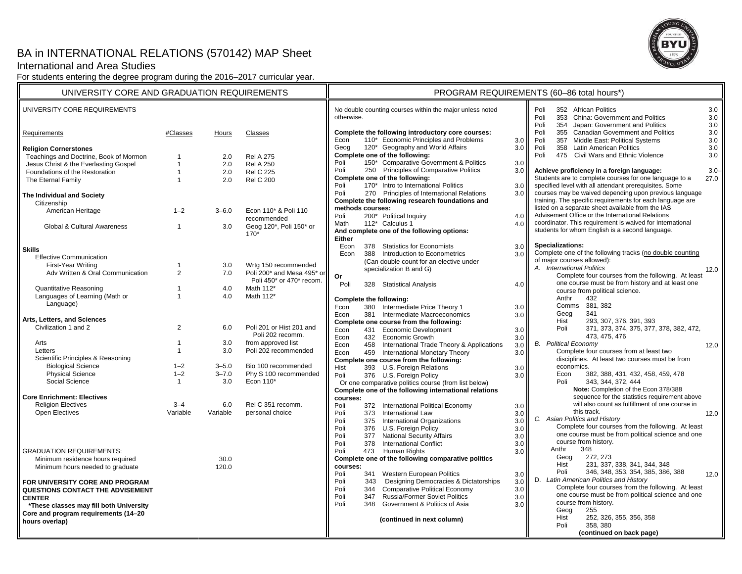# BA in INTERNATIONAL RELATIONS (570142) MAP Sheet

## International and Area Studies

For students entering the degree program during the 2016–2017 curricular year.

## UNIVERSITY CORE AND GRADUATION REQUIREMENTS

UNIVERSITY CORE REQUIREMENTS

| Requirements | #Classes | Hours | Classes |
|---|---|---|---|
| **Religion Cornerstones** | | | |
| Teachings and Doctrine, Book of Mormon | 1 | 2.0 | Rel A 275 |
| Jesus Christ & the Everlasting Gospel | 1 | 2.0 | Rel A 250 |
| Foundations of the Restoration | 1 | 2.0 | Rel C 225 |
| The Eternal Family | 1 | 2.0 | Rel C 200 |
| **The Individual and Society** | | | |
| Citizenship | | | |
| American Heritage | 1–2 | 3–6.0 | Econ 110* & Poli 110 recommended |
| Global & Cultural Awareness | 1 | 3.0 | Geog 120*, Poli 150* or 170* |
| **Skills** | | | |
| Effective Communication | | | |
| First-Year Writing | 1 | 3.0 | Wrtg 150 recommended |
| Adv Written & Oral Communication | 2 | 7.0 | Poli 200* and Mesa 495* or Poli 450* or 470* recom. |
| Quantitative Reasoning | 1 | 4.0 | Math 112* |
| Languages of Learning (Math or Language) | 1 | 4.0 | Math 112* |
| **Arts, Letters, and Sciences** | | | |
| Civilization 1 and 2 | 2 | 6.0 | Poli 201 or Hist 201 and Poli 202 recomm. |
| Arts | 1 | 3.0 | from approved list |
| Letters | 1 | 3.0 | Poli 202 recommended |
| Scientific Principles & Reasoning | | | |
| Biological Science | 1–2 | 3–5.0 | Bio 100 recommended |
| Physical Science | 1–2 | 3–7.0 | Phy S 100 recommended |
| Social Science | 1 | 3.0 | Econ 110* |
| **Core Enrichment: Electives** | | | |
| Religion Electives | 3–4 | 6.0 | Rel C 351 recomm. |
| Open Electives | Variable | Variable | personal choice |

GRADUATION REQUIREMENTS:

| | |
|---|---|
| Minimum residence hours required | 30.0 |
| Minimum hours needed to graduate | 120.0 |

**FOR UNIVERSITY CORE AND PROGRAM QUESTIONS CONTACT THE ADVISEMENT CENTER**

**\*These classes may fill both University Core and program requirements (14–20 hours overlap)**

## PROGRAM REQUIREMENTS (60–86 total hours*)

No double counting courses within the major unless noted otherwise.

**Complete the following introductory core courses:**

| | | | |
|---|---|---|---|
| Econ | 110* | Economic Principles and Problems | 3.0 |
| Geog | 120* | Geography and World Affairs | 3.0 |

**Complete one of the following:**

| | | | |
|---|---|---|---|
| Poli | 150* | Comparative Government & Politics | 3.0 |
| Poli | 250 | Principles of Comparative Politics | 3.0 |

**Complete one of the following:**

| | | | |
|---|---|---|---|
| Poli | 170* | Intro to International Politics | 3.0 |
| Poli | 270 | Principles of International Relations | 3.0 |

**Complete the following research foundations and methods courses:**

| | | | |
|---|---|---|---|
| Poli | 200* | Political Inquiry | 4.0 |
| Math | 112* | Calculus 1 | 4.0 |

**And complete one of the following options:**

**Either**

| | | | |
|---|---|---|---|
| Econ | 378 | Statistics for Economists | 3.0 |
| Econ | 388 | Introduction to Econometrics (Can double count for an elective under specialization B and G) | 3.0 |

**Or**

| | | | |
|---|---|---|---|
| Poli | 328 | Statistical Analysis | 4.0 |

**Complete the following:**

| | | | |
|---|---|---|---|
| Econ | 380 | Intermediate Price Theory 1 | 3.0 |
| Econ | 381 | Intermediate Macroeconomics | 3.0 |

**Complete one course from the following:**

| | | | |
|---|---|---|---|
| Econ | 431 | Economic Development | 3.0 |
| Econ | 432 | Economic Growth | 3.0 |
| Econ | 458 | International Trade Theory & Applications | 3.0 |
| Econ | 459 | International Monetary Theory | 3.0 |

**Complete one course from the following:**

| | | | |
|---|---|---|---|
| Hist | 393 | U.S. Foreign Relations | 3.0 |
| Poli | 376 | U.S. Foreign Policy | 3.0 |

Or one comparative politics course (from list below)

**Complete one of the following international relations courses:**

| | | | |
|---|---|---|---|
| Poli | 372 | International Political Economy | 3.0 |
| Poli | 373 | International Law | 3.0 |
| Poli | 375 | International Organizations | 3.0 |
| Poli | 376 | U.S. Foreign Policy | 3.0 |
| Poli | 377 | National Security Affairs | 3.0 |
| Poli | 378 | International Conflict | 3.0 |
| Poli | 473 | Human Rights | 3.0 |

**Complete one of the following comparative politics courses:**

| | | | |
|---|---|---|---|
| Poli | 341 | Western European Politics | 3.0 |
| Poli | 343 | Designing Democracies & Dictatorships | 3.0 |
| Poli | 344 | Comparative Political Economy | 3.0 |
| Poli | 347 | Russia/Former Soviet Politics | 3.0 |
| Poli | 348 | Government & Politics of Asia | 3.0 |
| Poli | 352 | African Politics | 3.0 |
| Poli | 353 | China: Government and Politics | 3.0 |
| Poli | 354 | Japan: Government and Politics | 3.0 |
| Poli | 355 | Canadian Government and Politics | 3.0 |
| Poli | 357 | Middle East: Political Systems | 3.0 |
| Poli | 358 | Latin American Politics | 3.0 |
| Poli | 475 | Civil Wars and Ethnic Violence | 3.0 |

**Achieve proficiency in a foreign language:** 3.0–27.0

Students are to complete courses for one language to a specified level with all attendant prerequisites. Some courses may be waived depending upon previous language training. The specific requirements for each language are listed on a separate sheet available from the IAS Advisement Office or the International Relations coordinator. This requirement is waived for International students for whom English is a second language.

**Specializations:**

Complete one of the following tracks (no double counting of major courses allowed):

*A. International Politics* — 12.0

Complete four courses from the following. At least one course must be from history and at least one course from political science.

- Anthr 432
- Comms 381, 382
- Geog 341
- Hist 293, 307, 376, 391, 393
- Poli 371, 373, 374, 375, 377, 378, 382, 472, 473, 475, 476

*B. Political Economy* — 12.0

Complete four courses from at least two disciplines. At least two courses must be from economics.

- Econ 382, 388, 431, 432, 458, 459, 478
- Poli 343, 344, 372, 444

**Note:** Completion of the Econ 378/388 sequence for the statistics requirement above will also count as fulfillment of one course in this track.

*C. Asian Politics and History* — 12.0

Complete four courses from the following. At least one course must be from political science and one course from history.

- Anthr 348
- Geog 272, 273
- Hist 231, 337, 338, 341, 344, 348
- Poli 346, 348, 353, 354, 385, 386, 388

*D. Latin American Politics and History* — 12.0

Complete four courses from the following. At least one course must be from political science and one course from history.

- Geog 255
- Hist 252, 326, 355, 356, 358
- Poli 358, 380

**(continued on back page)**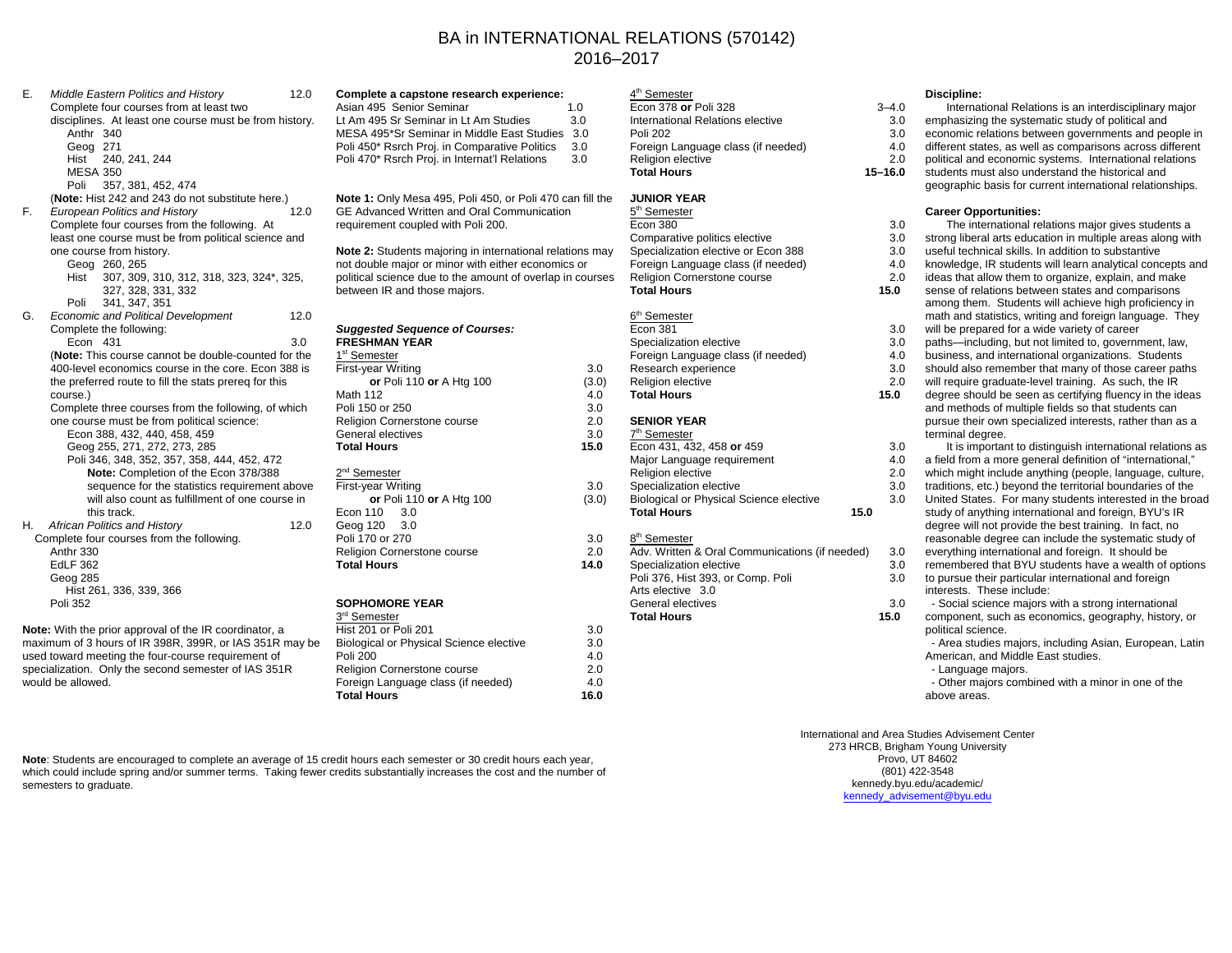# BA in INTERNATIONAL RELATIONS (570142)
## 2016–2017

E. *Middle Eastern Politics and History* 12.0

Complete four courses from at least two disciplines. At least one course must be from history.

- Anthr 340
- Geog 271
- Hist 240, 241, 244
- MESA 350
- Poli 357, 381, 452, 474

(**Note:** Hist 242 and 243 do not substitute here.)

F. *European Politics and History* 12.0

Complete four courses from the following. At least one course must be from political science and one course from history.

- Geog 260, 265
- Hist 307, 309, 310, 312, 318, 323, 324*, 325, 327, 328, 331, 332
- Poli 341, 347, 351

G. *Economic and Political Development* 12.0

Complete the following:

- Econ 431 3.0

(**Note:** This course cannot be double-counted for the 400-level economics course in the core. Econ 388 is the preferred route to fill the stats prereq for this course.)

Complete three courses from the following, of which one course must be from political science:

- Econ 388, 432, 440, 458, 459
- Geog 255, 271, 272, 273, 285
- Poli 346, 348, 352, 357, 358, 444, 452, 472

**Note:** Completion of the Econ 378/388 sequence for the statistics requirement above will also count as fulfillment of one course in this track.

H. *African Politics and History* 12.0

Complete four courses from the following.

- Anthr 330
- EdLF 362
- Geog 285
- Hist 261, 336, 339, 366
- Poli 352

**Note:** With the prior approval of the IR coordinator, a maximum of 3 hours of IR 398R, 399R, or IAS 351R may be used toward meeting the four-course requirement of specialization. Only the second semester of IAS 351R would be allowed.

**Complete a capstone research experience:**

| | |
|---|---|
| Asian 495 Senior Seminar | 1.0 |
| Lt Am 495 Sr Seminar in Lt Am Studies | 3.0 |
| MESA 495*Sr Seminar in Middle East Studies | 3.0 |
| Poli 450* Rsrch Proj. in Comparative Politics | 3.0 |
| Poli 470* Rsrch Proj. in Internat'l Relations | 3.0 |

**Note 1:** Only Mesa 495, Poli 450, or Poli 470 can fill the GE Advanced Written and Oral Communication requirement coupled with Poli 200.

**Note 2:** Students majoring in international relations may not double major or minor with either economics or political science due to the amount of overlap in courses between IR and those majors.

### *Suggested Sequence of Courses:*

**FRESHMAN YEAR**

| 1st Semester | |
|---|---|
| First-year Writing | 3.0 |
| **or** Poli 110 **or** A Htg 100 | (3.0) |
| Math 112 | 4.0 |
| Poli 150 or 250 | 3.0 |
| Religion Cornerstone course | 2.0 |
| General electives | 3.0 |
| **Total Hours** | **15.0** |

| 2nd Semester | |
|---|---|
| First-year Writing | 3.0 |
| **or** Poli 110 **or** A Htg 100 | (3.0) |
| Econ 110 | 3.0 |
| Geog 120 | 3.0 |
| Poli 170 or 270 | 3.0 |
| Religion Cornerstone course | 2.0 |
| **Total Hours** | **14.0** |

**SOPHOMORE YEAR**

| 3rd Semester | |
|---|---|
| Hist 201 or Poli 201 | 3.0 |
| Biological or Physical Science elective | 3.0 |
| Poli 200 | 4.0 |
| Religion Cornerstone course | 2.0 |
| Foreign Language class (if needed) | 4.0 |
| **Total Hours** | **16.0** |

| 4th Semester | |
|---|---|
| Econ 378 **or** Poli 328 | 3–4.0 |
| International Relations elective | 3.0 |
| Poli 202 | 3.0 |
| Foreign Language class (if needed) | 4.0 |
| Religion elective | 2.0 |
| **Total Hours** | **15–16.0** |

**JUNIOR YEAR**

| 5th Semester | |
|---|---|
| Econ 380 | 3.0 |
| Comparative politics elective | 3.0 |
| Specialization elective or Econ 388 | 3.0 |
| Foreign Language class (if needed) | 4.0 |
| Religion Cornerstone course | 2.0 |
| **Total Hours** | **15.0** |

| 6th Semester | |
|---|---|
| Econ 381 | 3.0 |
| Specialization elective | 3.0 |
| Foreign Language class (if needed) | 4.0 |
| Research experience | 3.0 |
| Religion elective | 2.0 |
| **Total Hours** | **15.0** |

**SENIOR YEAR**

| 7th Semester | |
|---|---|
| Econ 431, 432, 458 **or** 459 | 3.0 |
| Major Language requirement | 4.0 |
| Religion elective | 2.0 |
| Specialization elective | 3.0 |
| Biological or Physical Science elective | 3.0 |
| **Total Hours** | **15.0** |

| 8th Semester | |
|---|---|
| Adv. Written & Oral Communications (if needed) | 3.0 |
| Specialization elective | 3.0 |
| Poli 376, Hist 393, or Comp. Poli | 3.0 |
| Arts elective | 3.0 |
| General electives | 3.0 |
| **Total Hours** | **15.0** |

**Discipline:**

International Relations is an interdisciplinary major emphasizing the systematic study of political and economic relations between governments and people in different states, as well as comparisons across different political and economic systems. International relations students must also understand the historical and geographic basis for current international relationships.

**Career Opportunities:**

The international relations major gives students a strong liberal arts education in multiple areas along with useful technical skills. In addition to substantive knowledge, IR students will learn analytical concepts and ideas that allow them to organize, explain, and make sense of relations between states and comparisons among them. Students will achieve high proficiency in math and statistics, writing and foreign language. They will be prepared for a wide variety of career paths—including, but not limited to, government, law, business, and international organizations. Students should also remember that many of those career paths will require graduate-level training. As such, the IR degree should be seen as certifying fluency in the ideas and methods of multiple fields so that students can pursue their own specialized interests, rather than as a terminal degree.

It is important to distinguish international relations as a field from a more general definition of "international," which might include anything (people, language, culture, traditions, etc.) beyond the territorial boundaries of the United States. For many students interested in the broad study of anything international and foreign, BYU's IR degree will not provide the best training. In fact, no reasonable degree can include the systematic study of everything international and foreign. It should be remembered that BYU students have a wealth of options to pursue their particular international and foreign interests. These include:

- Social science majors with a strong international component, such as economics, geography, history, or political science.
- Area studies majors, including Asian, European, Latin American, and Middle East studies.
- Language majors.
- Other majors combined with a minor in one of the above areas.

**Note**: Students are encouraged to complete an average of 15 credit hours each semester or 30 credit hours each year, which could include spring and/or summer terms. Taking fewer credits substantially increases the cost and the number of semesters to graduate.

International and Area Studies Advisement Center
273 HRCB, Brigham Young University
Provo, UT 84602
(801) 422-3548
kennedy.byu.edu/academic/
kennedy_advisement@byu.edu